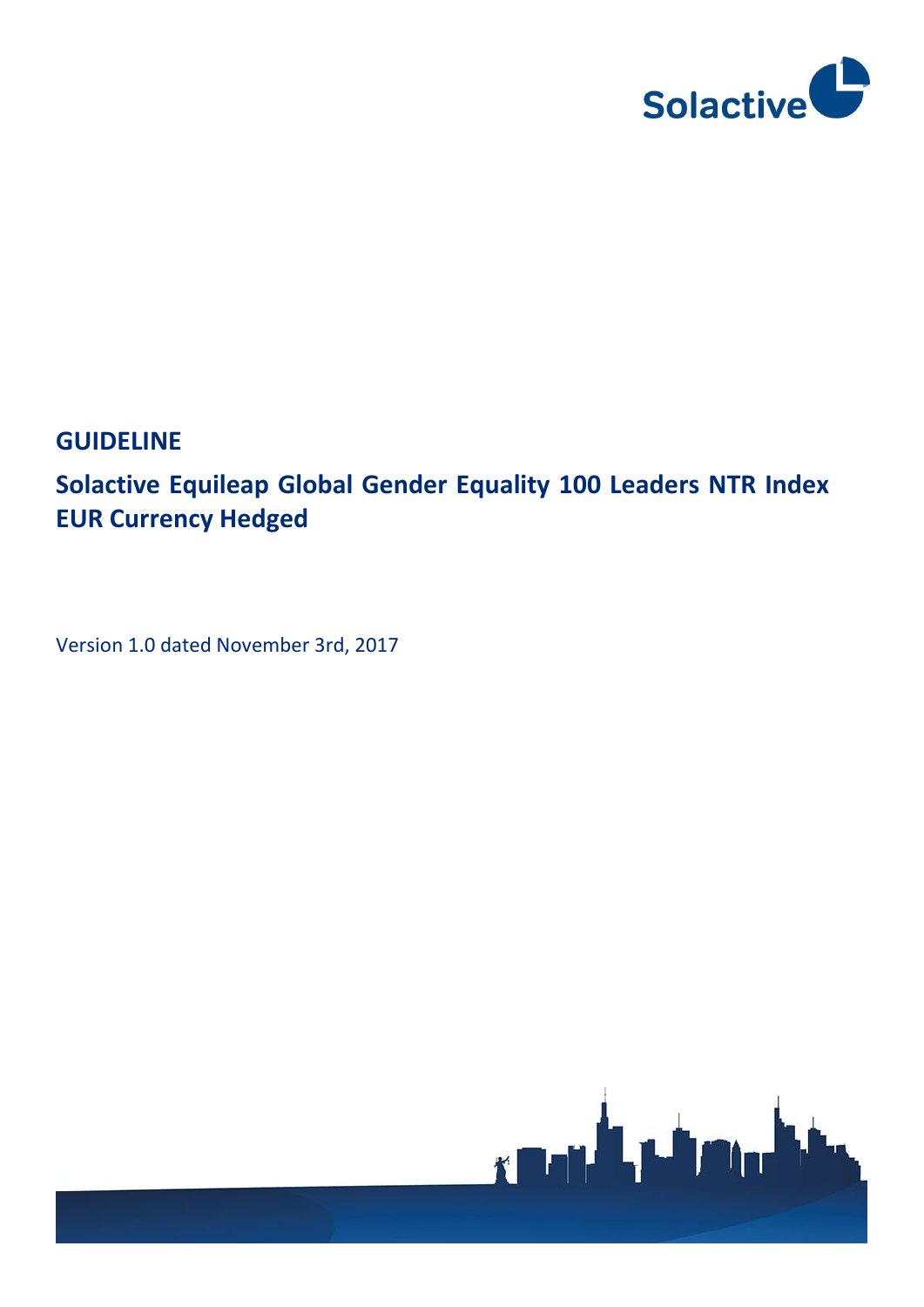Solactive

# GUIDELINE

## Solactive Equileap Global Gender Equality 100 Leaders NTR Index EUR Currency Hedged

Version 1.0 dated November 3rd, 2017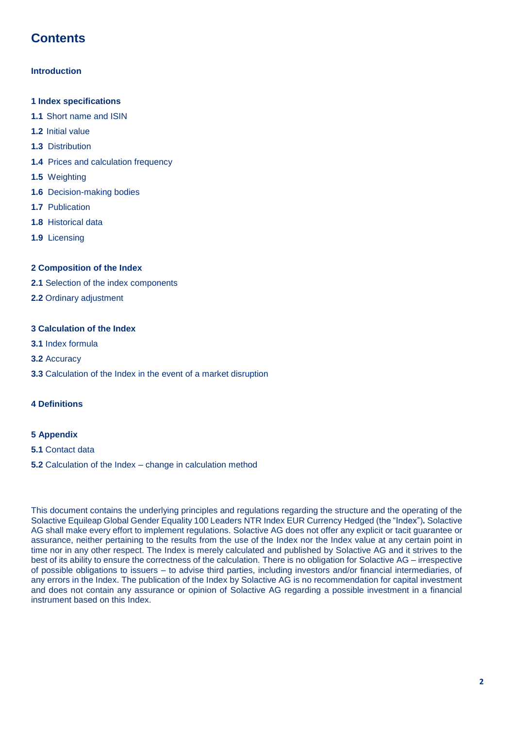# Contents

**Introduction**

**1 Index specifications**

**1.1** Short name and ISIN

**1.2** Initial value

**1.3** Distribution

**1.4** Prices and calculation frequency

**1.5** Weighting

**1.6** Decision-making bodies

**1.7** Publication

**1.8** Historical data

**1.9** Licensing

**2 Composition of the Index**

**2.1** Selection of the index components

**2.2** Ordinary adjustment

**3 Calculation of the Index**

**3.1** Index formula

**3.2** Accuracy

**3.3** Calculation of the Index in the event of a market disruption

**4 Definitions**

**5 Appendix**

**5.1** Contact data

**5.2** Calculation of the Index – change in calculation method

This document contains the underlying principles and regulations regarding the structure and the operating of the Solactive Equileap Global Gender Equality 100 Leaders NTR Index EUR Currency Hedged (the "Index")**.** Solactive AG shall make every effort to implement regulations. Solactive AG does not offer any explicit or tacit guarantee or assurance, neither pertaining to the results from the use of the Index nor the Index value at any certain point in time nor in any other respect. The Index is merely calculated and published by Solactive AG and it strives to the best of its ability to ensure the correctness of the calculation. There is no obligation for Solactive AG – irrespective of possible obligations to issuers – to advise third parties, including investors and/or financial intermediaries, of any errors in the Index. The publication of the Index by Solactive AG is no recommendation for capital investment and does not contain any assurance or opinion of Solactive AG regarding a possible investment in a financial instrument based on this Index.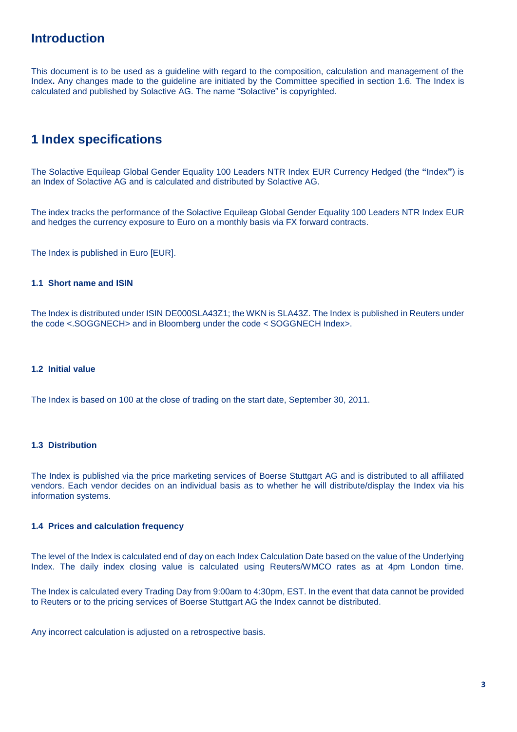# Introduction

This document is to be used as a guideline with regard to the composition, calculation and management of the Index**.** Any changes made to the guideline are initiated by the Committee specified in section 1.6. The Index is calculated and published by Solactive AG. The name "Solactive" is copyrighted.

# 1 Index specifications

The Solactive Equileap Global Gender Equality 100 Leaders NTR Index EUR Currency Hedged (the **"**Index**"**) is an Index of Solactive AG and is calculated and distributed by Solactive AG.

The index tracks the performance of the Solactive Equileap Global Gender Equality 100 Leaders NTR Index EUR and hedges the currency exposure to Euro on a monthly basis via FX forward contracts.

The Index is published in Euro [EUR].

### 1.1 Short name and ISIN

The Index is distributed under ISIN DE000SLA43Z1; the WKN is SLA43Z. The Index is published in Reuters under the code <.SOGGNECH> and in Bloomberg under the code < SOGGNECH Index>.

### 1.2 Initial value

The Index is based on 100 at the close of trading on the start date, September 30, 2011.

### 1.3 Distribution

The Index is published via the price marketing services of Boerse Stuttgart AG and is distributed to all affiliated vendors. Each vendor decides on an individual basis as to whether he will distribute/display the Index via his information systems.

### 1.4 Prices and calculation frequency

The level of the Index is calculated end of day on each Index Calculation Date based on the value of the Underlying Index. The daily index closing value is calculated using Reuters/WMCO rates as at 4pm London time.

The Index is calculated every Trading Day from 9:00am to 4:30pm, EST. In the event that data cannot be provided to Reuters or to the pricing services of Boerse Stuttgart AG the Index cannot be distributed.

Any incorrect calculation is adjusted on a retrospective basis.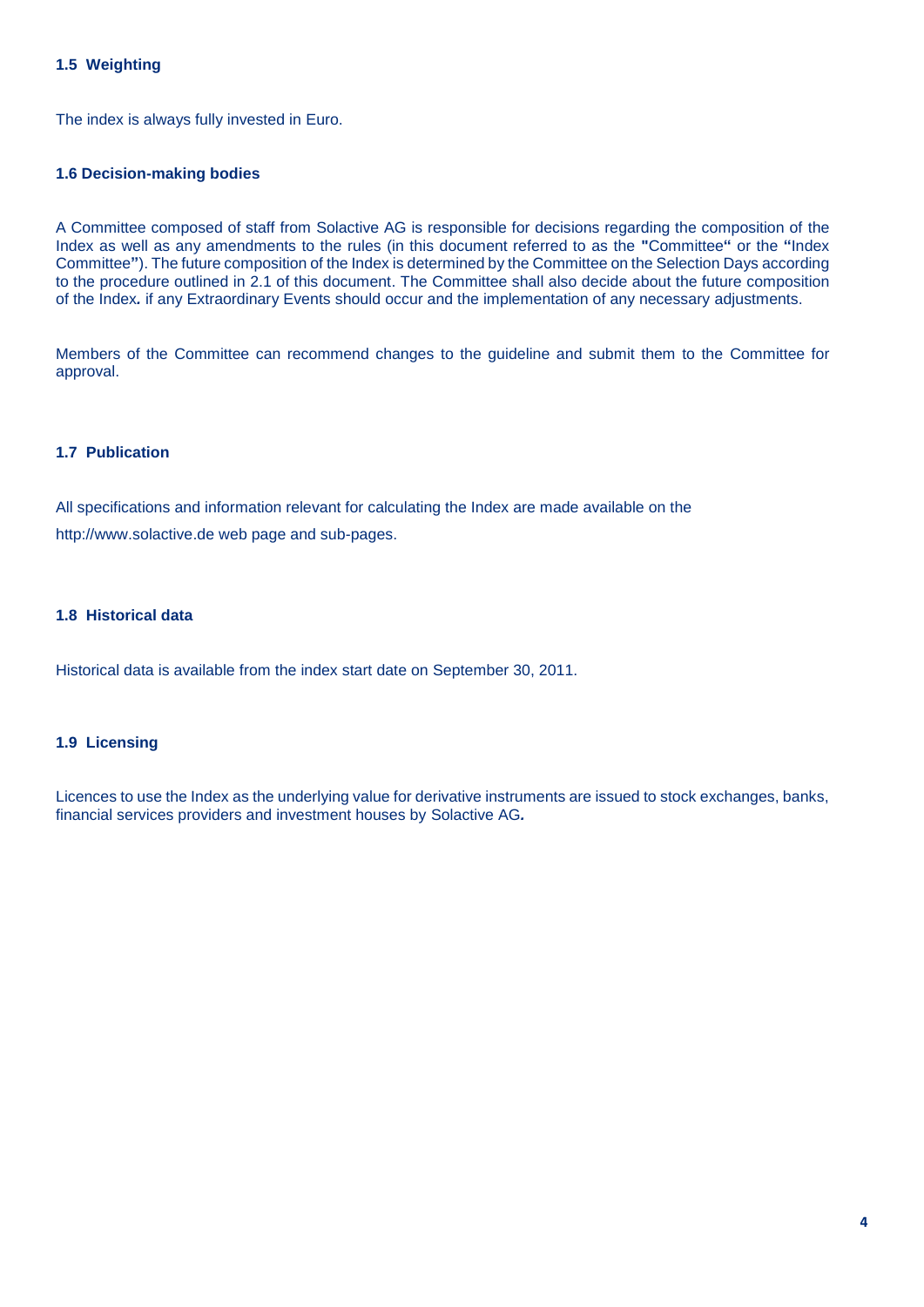### 1.5 Weighting

The index is always fully invested in Euro.

### 1.6 Decision-making bodies

A Committee composed of staff from Solactive AG is responsible for decisions regarding the composition of the Index as well as any amendments to the rules (in this document referred to as the "Committee" or the "Index Committee"). The future composition of the Index is determined by the Committee on the Selection Days according to the procedure outlined in 2.1 of this document. The Committee shall also decide about the future composition of the Index**.** if any Extraordinary Events should occur and the implementation of any necessary adjustments.

Members of the Committee can recommend changes to the guideline and submit them to the Committee for approval.

### 1.7 Publication

All specifications and information relevant for calculating the Index are made available on the http://www.solactive.de web page and sub-pages.

### 1.8 Historical data

Historical data is available from the index start date on September 30, 2011.

### 1.9 Licensing

Licences to use the Index as the underlying value for derivative instruments are issued to stock exchanges, banks, financial services providers and investment houses by Solactive AG**.**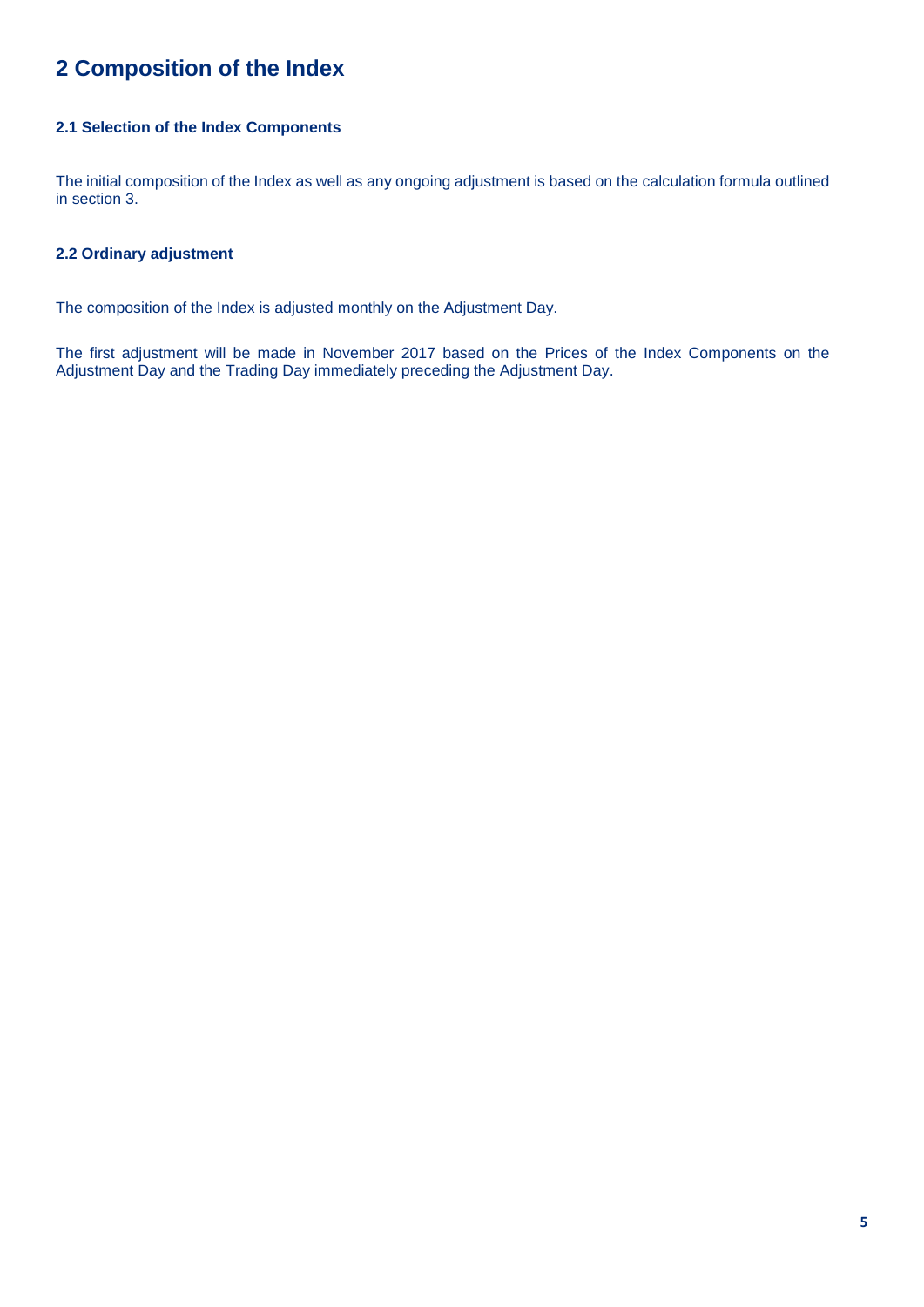# 2 Composition of the Index

### 2.1 Selection of the Index Components

The initial composition of the Index as well as any ongoing adjustment is based on the calculation formula outlined in section 3.

### 2.2 Ordinary adjustment

The composition of the Index is adjusted monthly on the Adjustment Day.

The first adjustment will be made in November 2017 based on the Prices of the Index Components on the Adjustment Day and the Trading Day immediately preceding the Adjustment Day.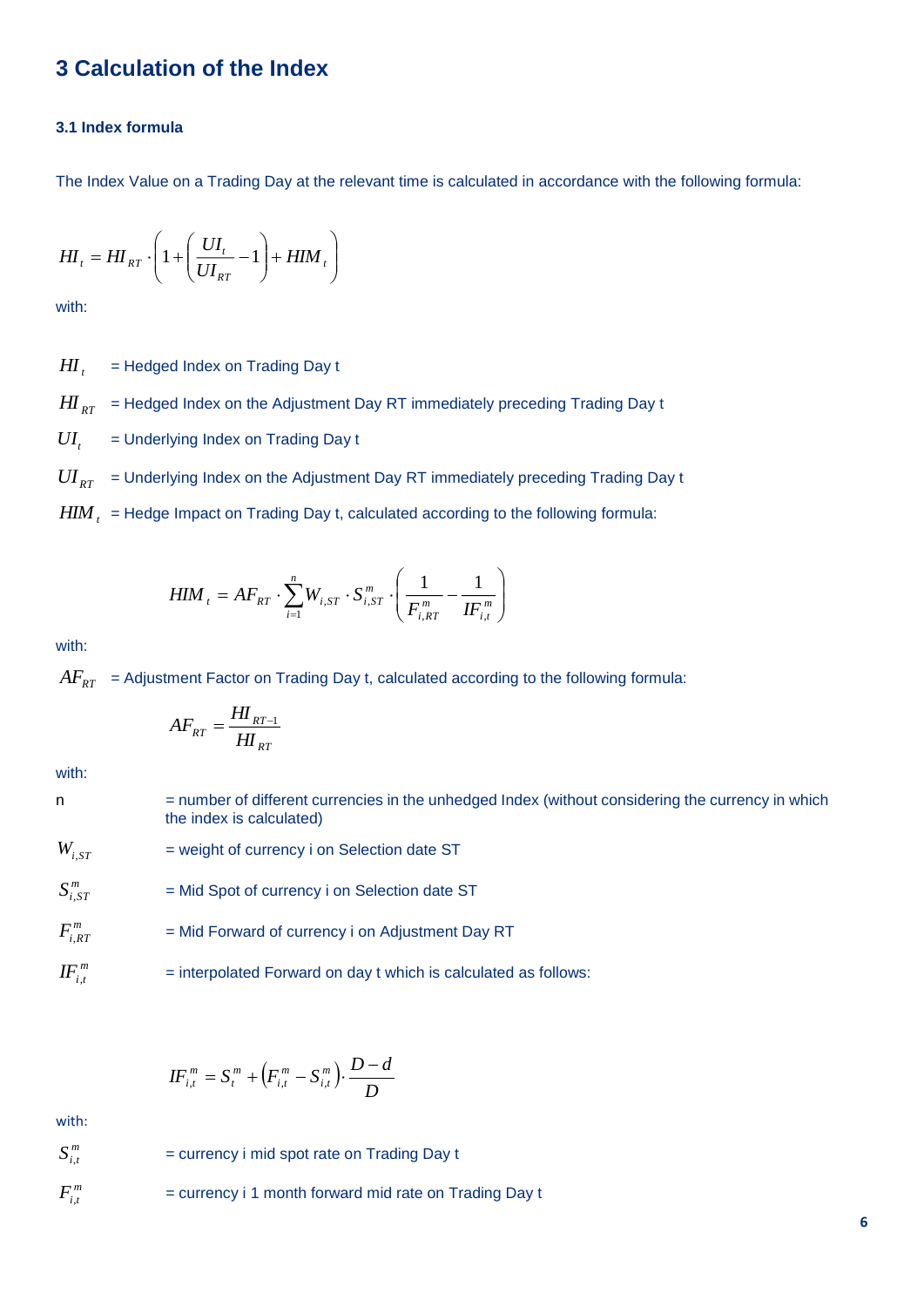## 3 Calculation of the Index

### 3.1 Index formula

The Index Value on a Trading Day at the relevant time is calculated in accordance with the following formula:

$$HI_t = HI_{RT} \cdot \left(1 + \left(\frac{UI_t}{UI_{RT}} - 1\right) + HIM_t\right)$$

with:

$HI_t$ = Hedged Index on Trading Day t

$HI_{RT}$ = Hedged Index on the Adjustment Day RT immediately preceding Trading Day t

$UI_t$ = Underlying Index on Trading Day t

$UI_{RT}$ = Underlying Index on the Adjustment Day RT immediately preceding Trading Day t

$HIM_t$ = Hedge Impact on Trading Day t, calculated according to the following formula:

$$HIM_t = AF_{RT} \cdot \sum_{i=1}^{n} W_{i,ST} \cdot S_{i,ST}^{m} \cdot \left(\frac{1}{F_{i,RT}^{m}} - \frac{1}{IF_{i,t}^{m}}\right)$$

with:

$AF_{RT}$ = Adjustment Factor on Trading Day t, calculated according to the following formula:

$$AF_{RT} = \frac{HI_{RT-1}}{HI_{RT}}$$

with:

n = number of different currencies in the unhedged Index (without considering the currency in which the index is calculated)

$W_{i,ST}$ = weight of currency i on Selection date ST

$S_{i,ST}^{m}$ = Mid Spot of currency i on Selection date ST

$F_{i,RT}^{m}$ = Mid Forward of currency i on Adjustment Day RT

$IF_{i,t}^{m}$ = interpolated Forward on day t which is calculated as follows:

$$IF_{i,t}^{m} = S_t^{m} + \left(F_{i,t}^{m} - S_{i,t}^{m}\right) \cdot \frac{D-d}{D}$$

with:

$S_{i,t}^{m}$ = currency i mid spot rate on Trading Day t

$F_{i,t}^{m}$ = currency i 1 month forward mid rate on Trading Day t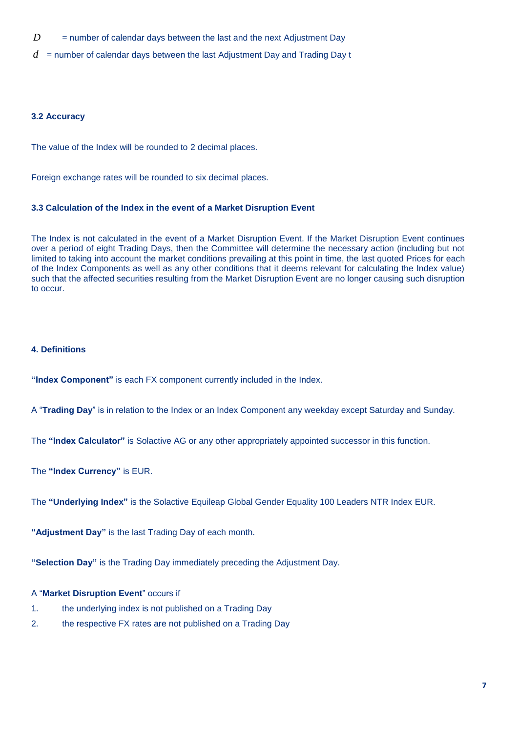$D$ = number of calendar days between the last and the next Adjustment Day

$d$ = number of calendar days between the last Adjustment Day and Trading Day t

### 3.2 Accuracy

The value of the Index will be rounded to 2 decimal places.

Foreign exchange rates will be rounded to six decimal places.

### 3.3 Calculation of the Index in the event of a Market Disruption Event

The Index is not calculated in the event of a Market Disruption Event. If the Market Disruption Event continues over a period of eight Trading Days, then the Committee will determine the necessary action (including but not limited to taking into account the market conditions prevailing at this point in time, the last quoted Prices for each of the Index Components as well as any other conditions that it deems relevant for calculating the Index value) such that the affected securities resulting from the Market Disruption Event are no longer causing such disruption to occur.

## 4. Definitions

**"Index Component"** is each FX component currently included in the Index.

A "**Trading Day**" is in relation to the Index or an Index Component any weekday except Saturday and Sunday.

The **"Index Calculator"** is Solactive AG or any other appropriately appointed successor in this function.

The **"Index Currency"** is EUR.

The **"Underlying Index"** is the Solactive Equileap Global Gender Equality 100 Leaders NTR Index EUR.

**"Adjustment Day"** is the last Trading Day of each month.

**"Selection Day"** is the Trading Day immediately preceding the Adjustment Day.

A "**Market Disruption Event**" occurs if

1. the underlying index is not published on a Trading Day
2. the respective FX rates are not published on a Trading Day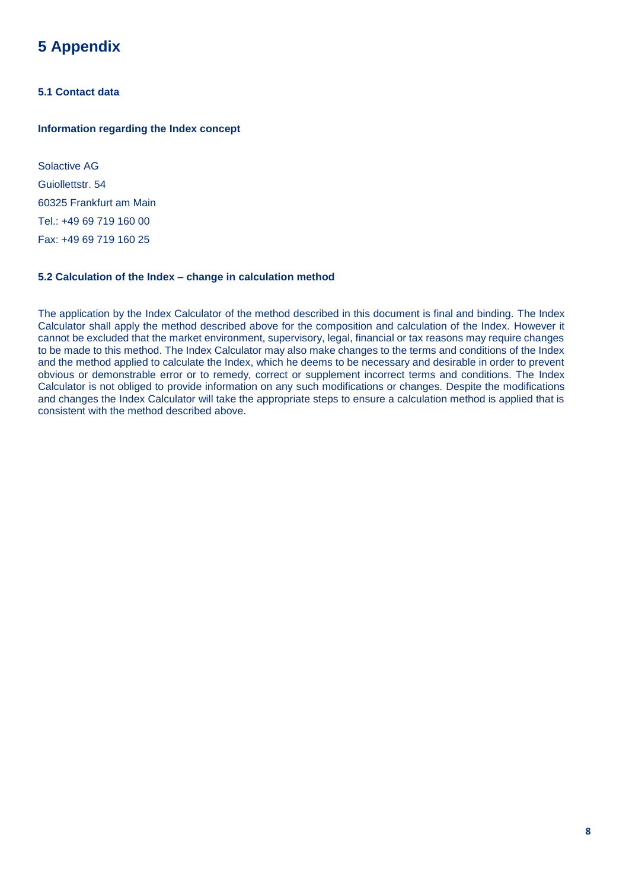# 5 Appendix

### 5.1 Contact data

**Information regarding the Index concept**

Solactive AG

Guiollettstr. 54

60325 Frankfurt am Main

Tel.: +49 69 719 160 00

Fax: +49 69 719 160 25

### 5.2 Calculation of the Index – change in calculation method

The application by the Index Calculator of the method described in this document is final and binding. The Index Calculator shall apply the method described above for the composition and calculation of the Index. However it cannot be excluded that the market environment, supervisory, legal, financial or tax reasons may require changes to be made to this method. The Index Calculator may also make changes to the terms and conditions of the Index and the method applied to calculate the Index, which he deems to be necessary and desirable in order to prevent obvious or demonstrable error or to remedy, correct or supplement incorrect terms and conditions. The Index Calculator is not obliged to provide information on any such modifications or changes. Despite the modifications and changes the Index Calculator will take the appropriate steps to ensure a calculation method is applied that is consistent with the method described above.